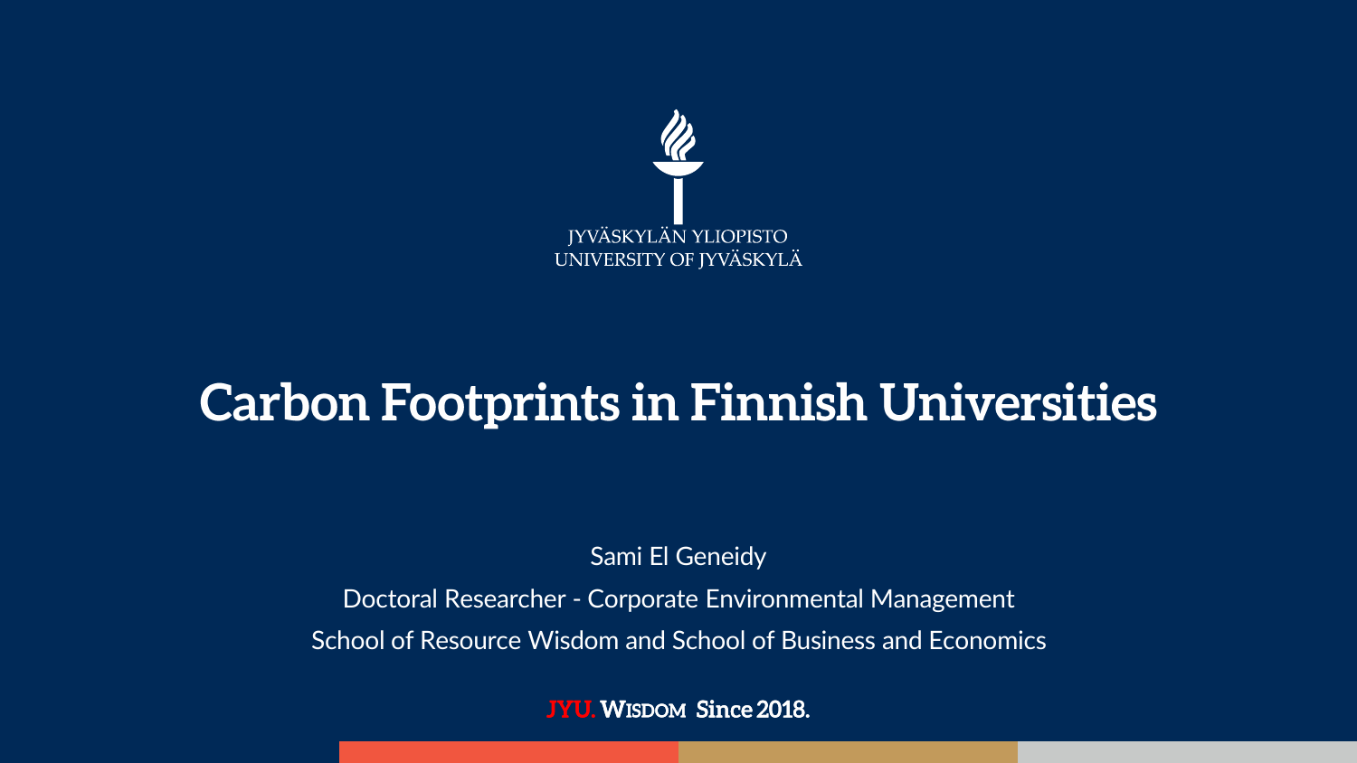JYVÄSKYLÄN YLIOPISTO
UNIVERSITY OF JYVÄSKYLÄ

# Carbon Footprints in Finnish Universities

Sami El Geneidy

Doctoral Researcher - Corporate Environmental Management

School of Resource Wisdom and School of Business and Economics

JYU. WISDOM Since 2018.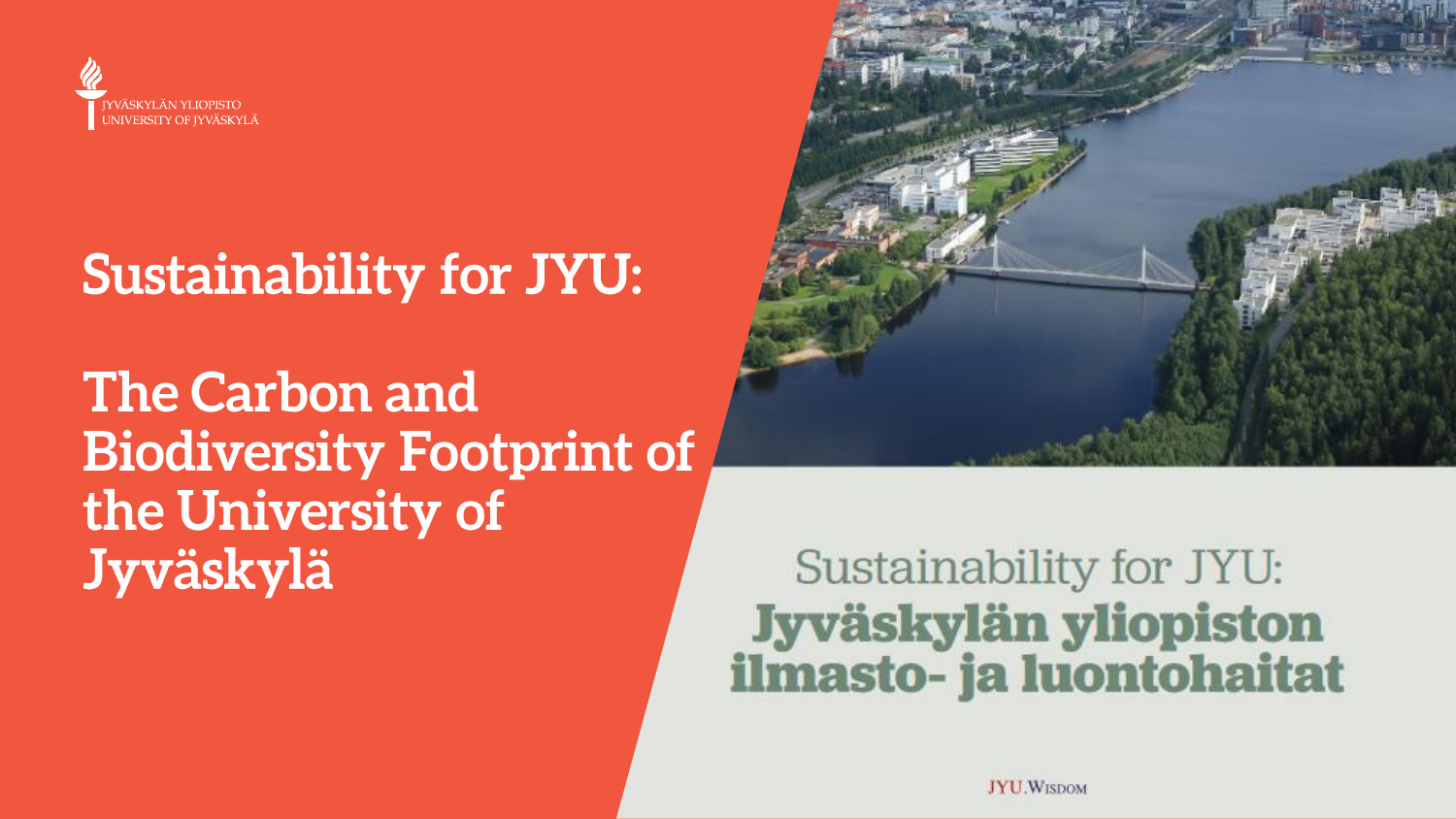JYVÄSKYLÄN YLIOPISTO
UNIVERSITY OF JYVÄSKYLÄ

# Sustainability for JYU:

# The Carbon and Biodiversity Footprint of the University of Jyväskylä

Sustainability for JYU:
**Jyväskylän yliopiston ilmasto- ja luontohaitat**

JYU.Wisdom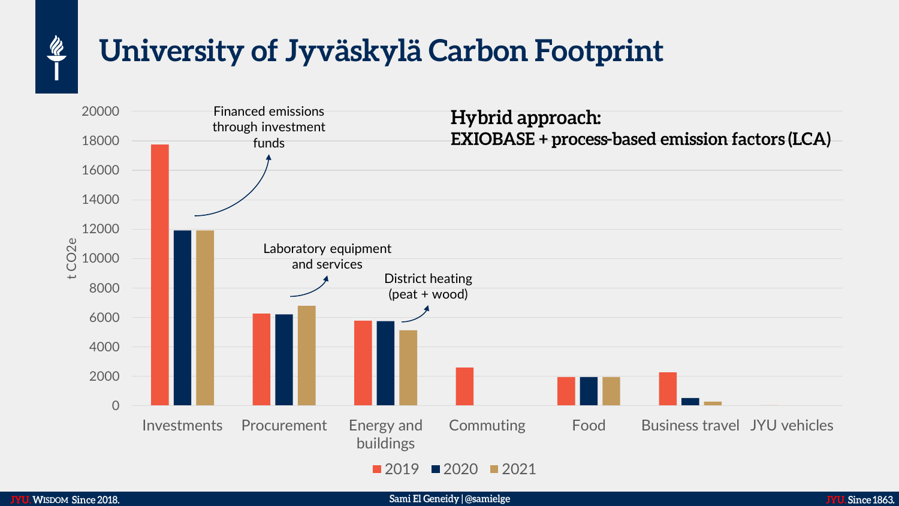# University of Jyväskylä Carbon Footprint

**Hybrid approach:**
**EXIOBASE + process-based emission factors (LCA)**

t $CO_2e$

| | 2019 | 2020 | 2021 |
|---|---|---|---|
| Investments | ~17800 | ~11900 | ~11900 |
| Procurement | ~6300 | ~6200 | ~6800 |
| Energy and buildings | ~5800 | ~5750 | ~5100 |
| Commuting | ~2600 | | |
| Food | ~1950 | ~1950 | ~1950 |
| Business travel | ~2250 | ~500 | ~250 |
| JYU vehicles | | | |

- Investments: Financed emissions through investment funds
- Procurement: Laboratory equipment and services
- Energy and buildings: District heating (peat + wood)

Sami El Geneidy | @samielge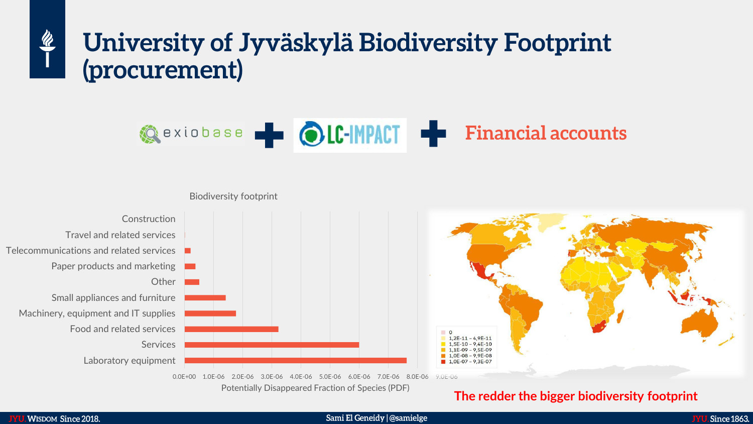# University of Jyväskylä Biodiversity Footprint (procurement)

exiobase + LC-IMPACT + Financial accounts

Biodiversity footprint

| Category | Potentially Disappeared Fraction of Species (PDF) |
|---|---|
| Construction | |
| Travel and related services | |
| Telecommunications and related services | |
| Paper products and marketing | |
| Other | |
| Small appliances and furniture | |
| Machinery, equipment and IT supplies | |
| Food and related services | |
| Services | |
| Laboratory equipment | |

Potentially Disappeared Fraction of Species (PDF)

- 0
- 1,2E-11 – 4,9E-11
- 1,5E-10 – 9,4E-10
- 1,1E-09 – 9,5E-09
- 1,0E-08 – 9,9E-08
- 1,0E-07 – 9,3E-07

**The redder the bigger biodiversity footprint**

Sami El Geneidy | @samielge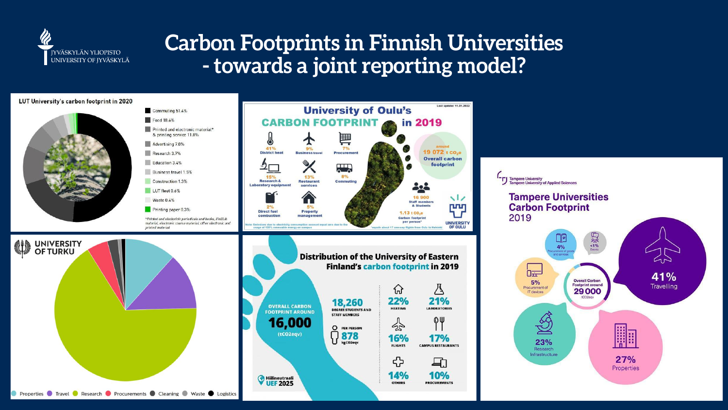# Carbon Footprints in Finnish Universities - towards a joint reporting model?

**LUT University's carbon footprint in 2020**

- Commuting 51.4%
- Food 18.6%
- Printed and electronic material* & printing service 11.8%
- Advertising 7.0%
- Research 3.7%
- Education 3.4%
- Business travel 1.5%
- Construction 1.3%
- LUT fleet 0.6%
- Waste 0.4%
- Printing paper 0.3%

*Printed and electronic periodicals and books, FinELib material, electronic course material, other electronic and printed material

**University of Oulu's CARBON FOOTPRINT in 2019**

Last update: 11.01.2022

- 41% District heat
- 9% Business travel
- 7% Procurement
- 15% Research & Laboratory equipment
- 13% Restaurant services
- 8% Commuting
- 2% Direct fuel combustion
- 5% Property management

around 19 072 t $CO_2e$ Overall carbon footprint

16 900 Staff members & Students

1.13 t $CO_2e$ Carbon footprint per person*

Note: Emissions due to electricity consumption account equal zero due to the usage of 100% renewable energy on campus

*equals about 17 one-way flights from Oulu to Helsinki

**Tampere Universities Carbon Footprint 2019**

Tampere University, Tampere University of Applied Sciences

- Overall Carbon Footprint around 29 000 tCO2eqv
- 41% Travelling
- 27% Properties
- 23% Research Infrastructure
- 5% Procurement of IT devices
- 4% Procurement of goods and services
- <1% Events

**University of Turku**

Properties, Travel, Research, Procurements, Cleaning, Waste, Logistics

**Distribution of the University of Eastern Finland's carbon footprint in 2019**

- OVERALL CARBON FOOTPRINT AROUND 16,000 (tCO2eqv)
- 18,260 DEGREE STUDENTS AND STAFF MEMBERS
- PER PERSON 878 kgCO2eqv
- 22% HEATING
- 21% LABORATORIES
- 16% FLIGHTS
- 17% CAMPUS RESTAURANTS
- 14% OTHERS
- 10% PROCUREMENTS

Hiilineutraali UEF 2025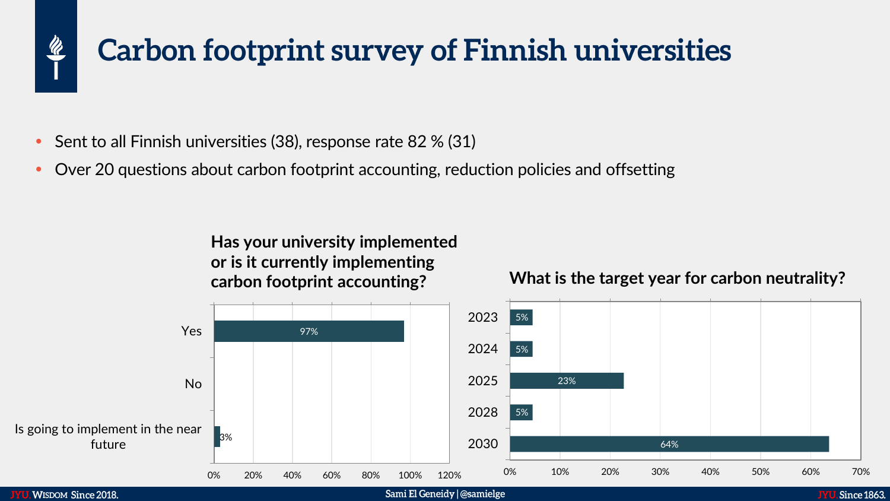# Carbon footprint survey of Finnish universities

- Sent to all Finnish universities (38), response rate 82 % (31)
- Over 20 questions about carbon footprint accounting, reduction policies and offsetting

**Has your university implemented or is it currently implementing carbon footprint accounting?**

| Answer | Share |
| --- | --- |
| Yes | 97% |
| No | |
| Is going to implement in the near future | 3% |

**What is the target year for carbon neutrality?**

| Target year | Share |
| --- | --- |
| 2023 | 5% |
| 2024 | 5% |
| 2025 | 23% |
| 2028 | 5% |
| 2030 | 64% |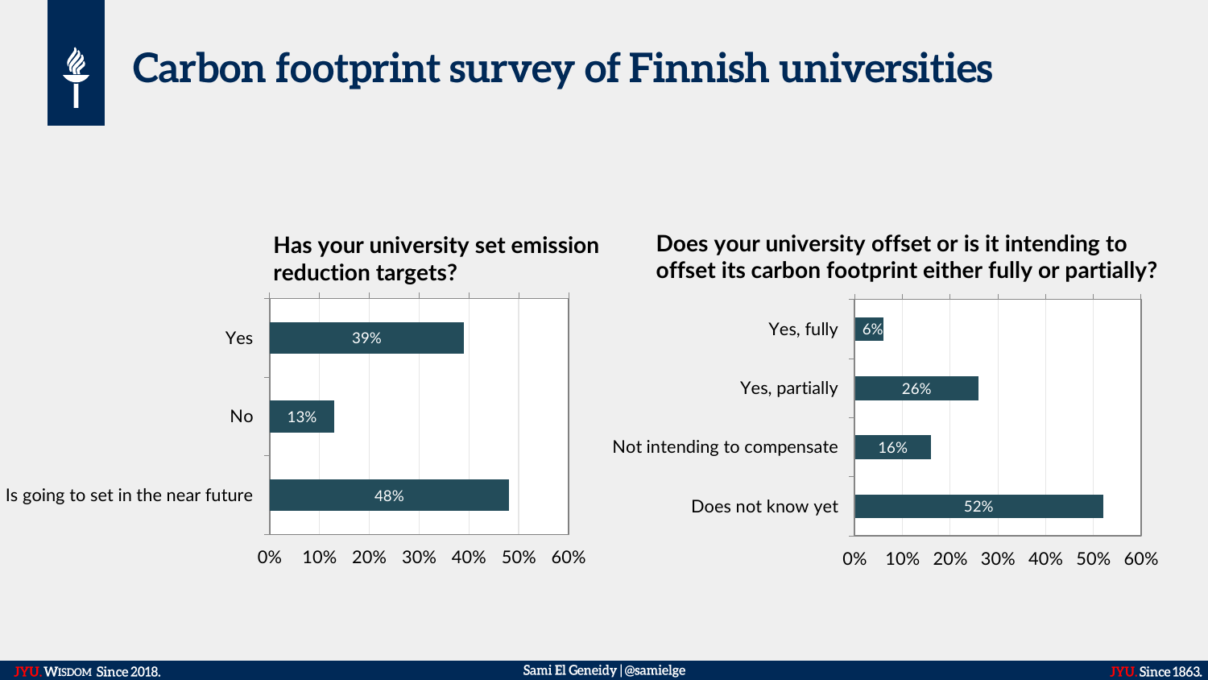# Carbon footprint survey of Finnish universities

### Has your university set emission reduction targets?

| Response | Share |
| --- | --- |
| Yes | 39% |
| No | 13% |
| Is going to set in the near future | 48% |

### Does your university offset or is it intending to offset its carbon footprint either fully or partially?

| Response | Share |
| --- | --- |
| Yes, fully | 6% |
| Yes, partially | 26% |
| Not intending to compensate | 16% |
| Does not know yet | 52% |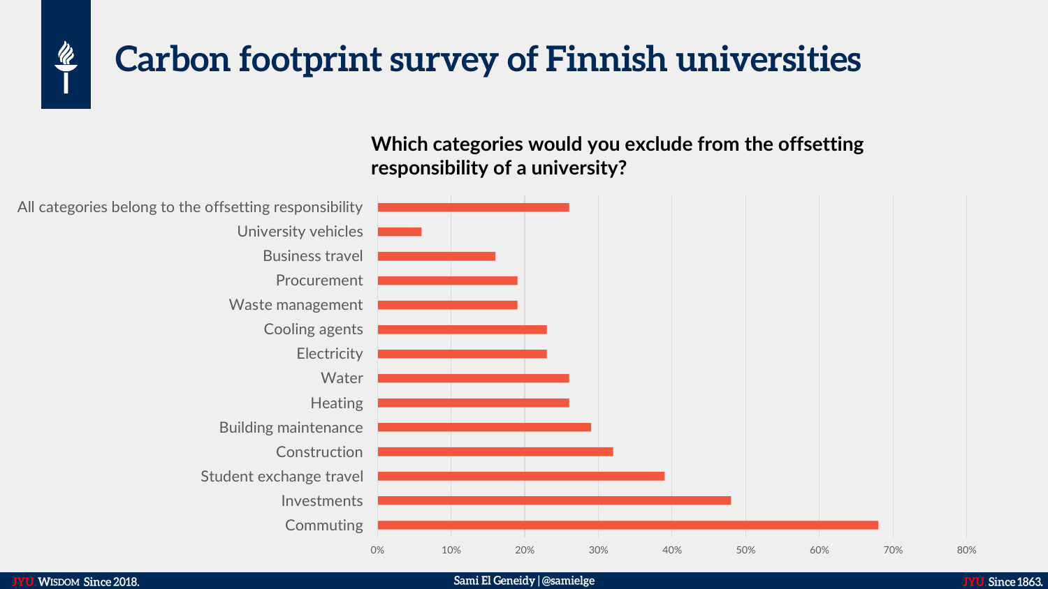# Carbon footprint survey of Finnish universities

**Which categories would you exclude from the offsetting responsibility of a university?**

| Category | Share |
| --- | --- |
| All categories belong to the offsetting responsibility | ~26% |
| University vehicles | ~6% |
| Business travel | ~16% |
| Procurement | ~19% |
| Waste management | ~19% |
| Cooling agents | ~23% |
| Electricity | ~23% |
| Water | ~26% |
| Heating | ~26% |
| Building maintenance | ~29% |
| Construction | ~32% |
| Student exchange travel | ~39% |
| Investments | ~48% |
| Commuting | ~68% |

Sami El Geneidy | @samielge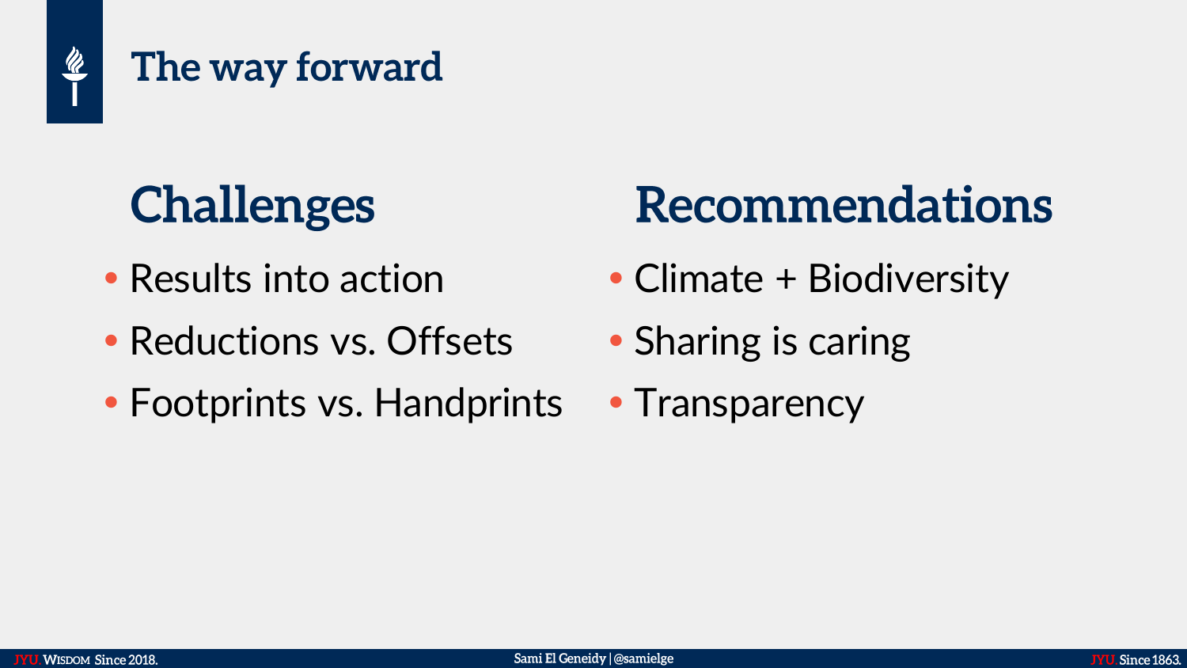# The way forward

## Challenges

- Results into action
- Reductions vs. Offsets
- Footprints vs. Handprints

## Recommendations

- Climate + Biodiversity
- Sharing is caring
- Transparency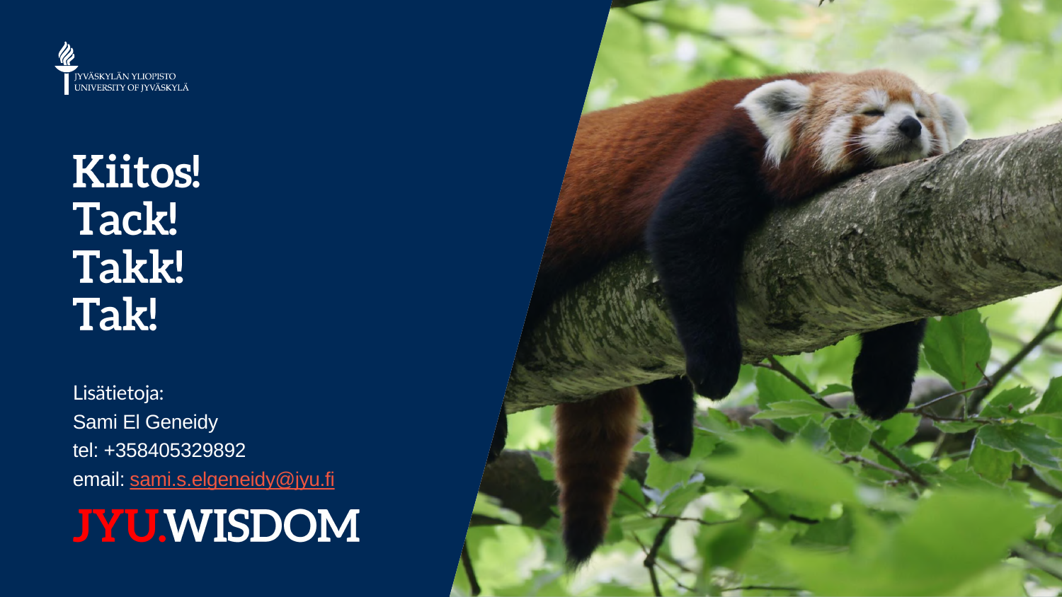JYVÄSKYLÄN YLIOPISTO
UNIVERSITY OF JYVÄSKYLÄ

# Kiitos!
# Tack!
# Takk!
# Tak!

Lisätietoja:
Sami El Geneidy
tel: +358405329892
email: sami.s.elgeneidy@jyu.fi

JYU.WISDOM